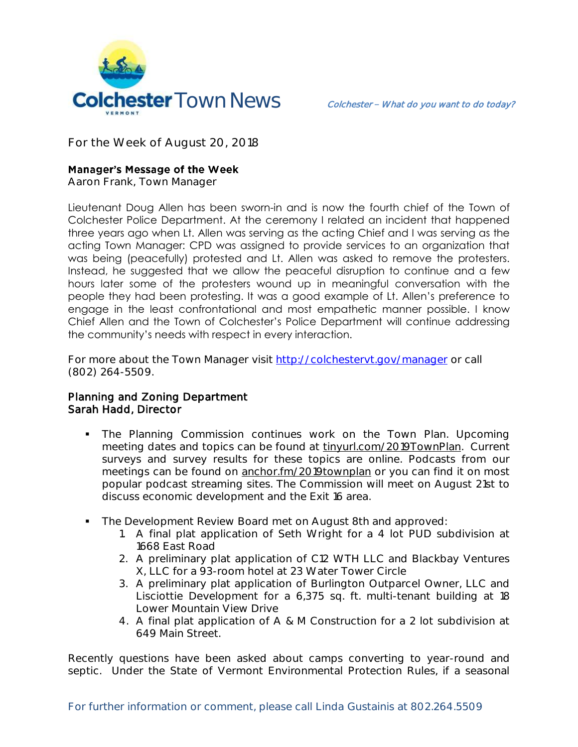# Colchester Town News

*Colchester – What do you want to do today?*

For the Week of August 20, 2018

## Manager's Message of the Week
Aaron Frank, Town Manager

Lieutenant Doug Allen has been sworn-in and is now the fourth chief of the Town of Colchester Police Department. At the ceremony I related an incident that happened three years ago when Lt. Allen was serving as the acting Chief and I was serving as the acting Town Manager: CPD was assigned to provide services to an organization that was being (peacefully) protested and Lt. Allen was asked to remove the protesters. Instead, he suggested that we allow the peaceful disruption to continue and a few hours later some of the protesters wound up in meaningful conversation with the people they had been protesting. It was a good example of Lt. Allen's preference to engage in the least confrontational and most empathetic manner possible. I know Chief Allen and the Town of Colchester's Police Department will continue addressing the community's needs with respect in every interaction.

For more about the Town Manager visit http://colchestervt.gov/manager or call (802) 264-5509.

## Planning and Zoning Department
Sarah Hadd, Director

- The Planning Commission continues work on the Town Plan. Upcoming meeting dates and topics can be found at tinyurl.com/2019TownPlan. Current surveys and survey results for these topics are online. Podcasts from our meetings can be found on anchor.fm/2019townplan or you can find it on most popular podcast streaming sites. The Commission will meet on August 21st to discuss economic development and the Exit 16 area.

- The Development Review Board met on August 8th and approved:
  1. A final plat application of Seth Wright for a 4 lot PUD subdivision at 1668 East Road
  2. A preliminary plat application of C12 WTH LLC and Blackbay Ventures X, LLC for a 93-room hotel at 23 Water Tower Circle
  3. A preliminary plat application of Burlington Outparcel Owner, LLC and Lisciottie Development for a 6,375 sq. ft. multi-tenant building at 18 Lower Mountain View Drive
  4. A final plat application of A & M Construction for a 2 lot subdivision at 649 Main Street.

Recently questions have been asked about camps converting to year-round and septic. Under the State of Vermont Environmental Protection Rules, if a seasonal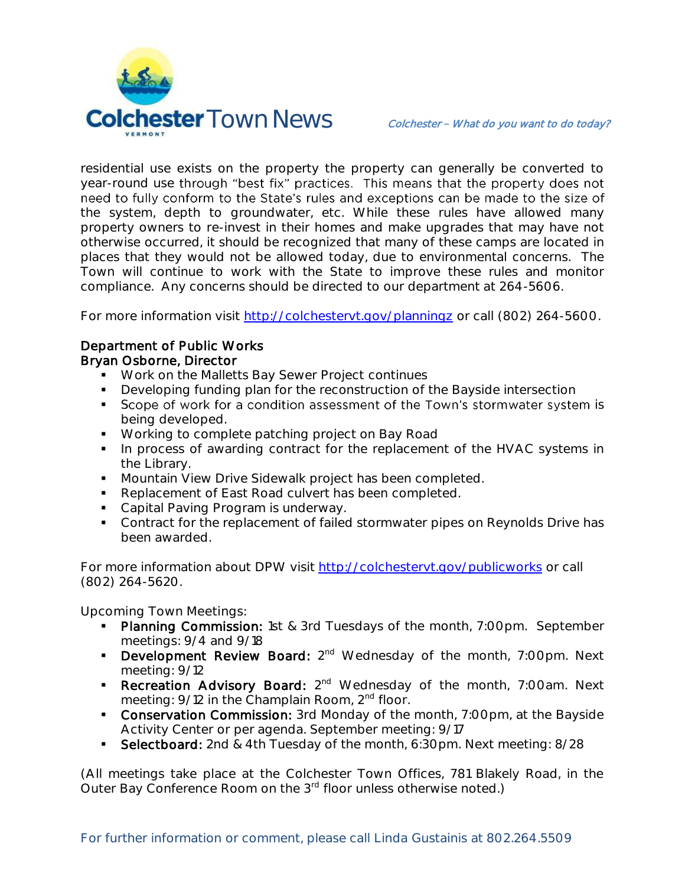residential use exists on the property the property can generally be converted to year-round use through "best fix" practices. This means that the property does not need to fully conform to the State's rules and exceptions can be made to the size of the system, depth to groundwater, etc. While these rules have allowed many property owners to re-invest in their homes and make upgrades that may have not otherwise occurred, it should be recognized that many of these camps are located in places that they would not be allowed today, due to environmental concerns. The Town will continue to work with the State to improve these rules and monitor compliance. Any concerns should be directed to our department at 264-5606.

For more information visit http://colchestervt.gov/planningz or call (802) 264-5600.

**Department of Public Works**
**Bryan Osborne, Director**

- Work on the Malletts Bay Sewer Project continues
- Developing funding plan for the reconstruction of the Bayside intersection
- Scope of work for a condition assessment of the Town's stormwater system is being developed.
- Working to complete patching project on Bay Road
- In process of awarding contract for the replacement of the HVAC systems in the Library.
- Mountain View Drive Sidewalk project has been completed.
- Replacement of East Road culvert has been completed.
- Capital Paving Program is underway.
- Contract for the replacement of failed stormwater pipes on Reynolds Drive has been awarded.

For more information about DPW visit http://colchestervt.gov/publicworks or call (802) 264-5620.

Upcoming Town Meetings:

- **Planning Commission:** 1st & 3rd Tuesdays of the month, 7:00pm. September meetings: 9/4 and 9/18
- **Development Review Board:** 2nd Wednesday of the month, 7:00pm. Next meeting: 9/12
- **Recreation Advisory Board:** 2nd Wednesday of the month, 7:00am. Next meeting: 9/12 in the Champlain Room, 2nd floor.
- **Conservation Commission:** 3rd Monday of the month, 7:00pm, at the Bayside Activity Center or per agenda. September meeting: 9/17
- **Selectboard:** 2nd & 4th Tuesday of the month, 6:30pm. Next meeting: 8/28

(All meetings take place at the Colchester Town Offices, 781 Blakely Road, in the Outer Bay Conference Room on the 3rd floor unless otherwise noted.)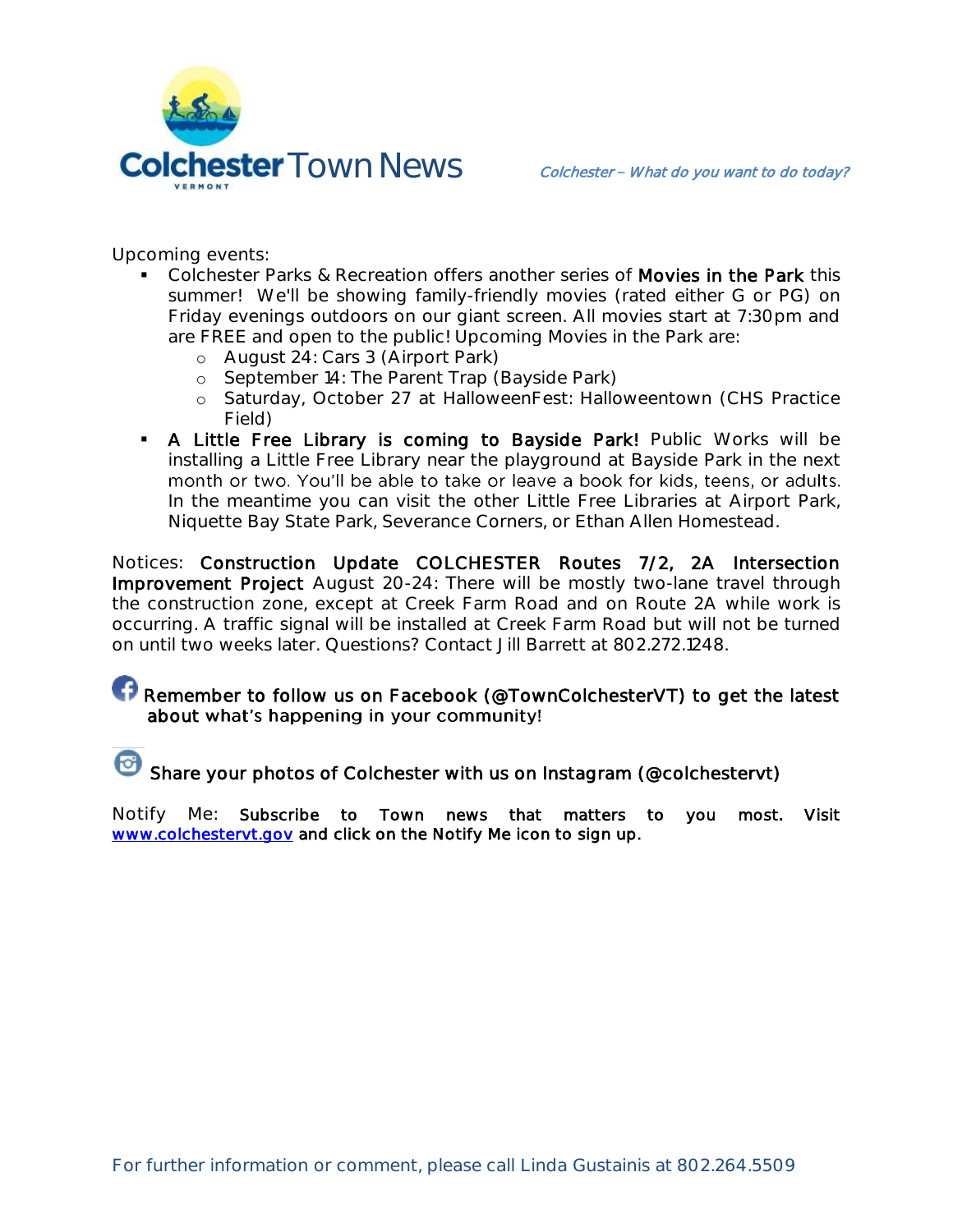# Colchester Town News

VERMONT

*Colchester – What do you want to do today?*

Upcoming events:

- Colchester Parks & Recreation offers another series of **Movies in the Park** this summer! We'll be showing family-friendly movies (rated either G or PG) on Friday evenings outdoors on our giant screen. All movies start at 7:30pm and are FREE and open to the public! Upcoming Movies in the Park are:
  - August 24: Cars 3 (Airport Park)
  - September 14: The Parent Trap (Bayside Park)
  - Saturday, October 27 at HalloweenFest: Halloweentown (CHS Practice Field)
- **A Little Free Library is coming to Bayside Park!** Public Works will be installing a Little Free Library near the playground at Bayside Park in the next month or two. You'll be able to take or leave a book for kids, teens, or adults. In the meantime you can visit the other Little Free Libraries at Airport Park, Niquette Bay State Park, Severance Corners, or Ethan Allen Homestead.

Notices: **Construction Update COLCHESTER Routes 7/2, 2A Intersection Improvement Project** August 20-24: There will be mostly two-lane travel through the construction zone, except at Creek Farm Road and on Route 2A while work is occurring. A traffic signal will be installed at Creek Farm Road but will not be turned on until two weeks later. Questions? Contact Jill Barrett at 802.272.1248.

**Remember to follow us on Facebook (@TownColchesterVT) to get the latest about what's happening in your community!**

**Share your photos of Colchester with us on Instagram (@colchestervt)**

Notify Me: **Subscribe to Town news that matters to you most. Visit [www.colchestervt.gov](www.colchestervt.gov) and click on the Notify Me icon to sign up.**

For further information or comment, please call Linda Gustainis at 802.264.5509